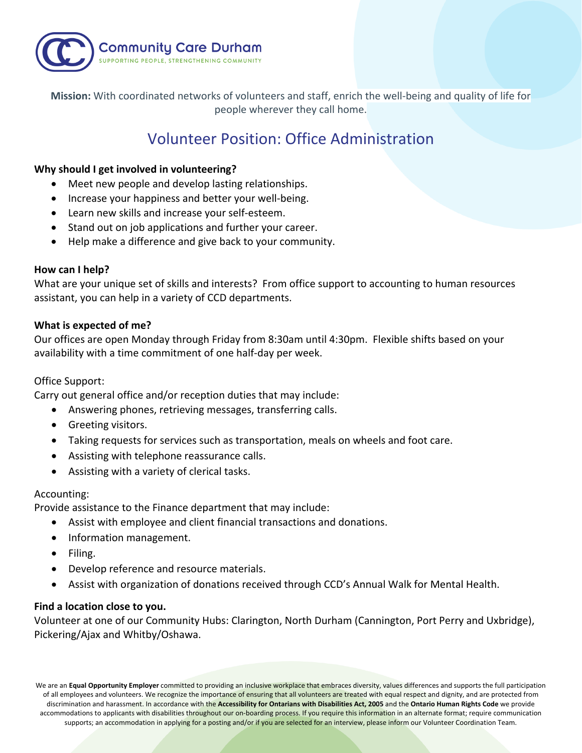Community Care Durham
SUPPORTING PEOPLE, STRENGTHENING COMMUNITY

**Mission:** With coordinated networks of volunteers and staff, enrich the well-being and quality of life for people wherever they call home.

# Volunteer Position: Office Administration

**Why should I get involved in volunteering?**

- Meet new people and develop lasting relationships.
- Increase your happiness and better your well-being.
- Learn new skills and increase your self-esteem.
- Stand out on job applications and further your career.
- Help make a difference and give back to your community.

**How can I help?**

What are your unique set of skills and interests? From office support to accounting to human resources assistant, you can help in a variety of CCD departments.

**What is expected of me?**

Our offices are open Monday through Friday from 8:30am until 4:30pm. Flexible shifts based on your availability with a time commitment of one half-day per week.

Office Support:

Carry out general office and/or reception duties that may include:

- Answering phones, retrieving messages, transferring calls.
- Greeting visitors.
- Taking requests for services such as transportation, meals on wheels and foot care.
- Assisting with telephone reassurance calls.
- Assisting with a variety of clerical tasks.

Accounting:

Provide assistance to the Finance department that may include:

- Assist with employee and client financial transactions and donations.
- Information management.
- Filing.
- Develop reference and resource materials.
- Assist with organization of donations received through CCD's Annual Walk for Mental Health.

**Find a location close to you.**

Volunteer at one of our Community Hubs: Clarington, North Durham (Cannington, Port Perry and Uxbridge), Pickering/Ajax and Whitby/Oshawa.

We are an **Equal Opportunity Employer** committed to providing an inclusive workplace that embraces diversity, values differences and supports the full participation of all employees and volunteers. We recognize the importance of ensuring that all volunteers are treated with equal respect and dignity, and are protected from discrimination and harassment. In accordance with the **Accessibility for Ontarians with Disabilities Act, 2005** and the **Ontario Human Rights Code** we provide accommodations to applicants with disabilities throughout our on-boarding process. If you require this information in an alternate format; require communication supports; an accommodation in applying for a posting and/or if you are selected for an interview, please inform our Volunteer Coordination Team.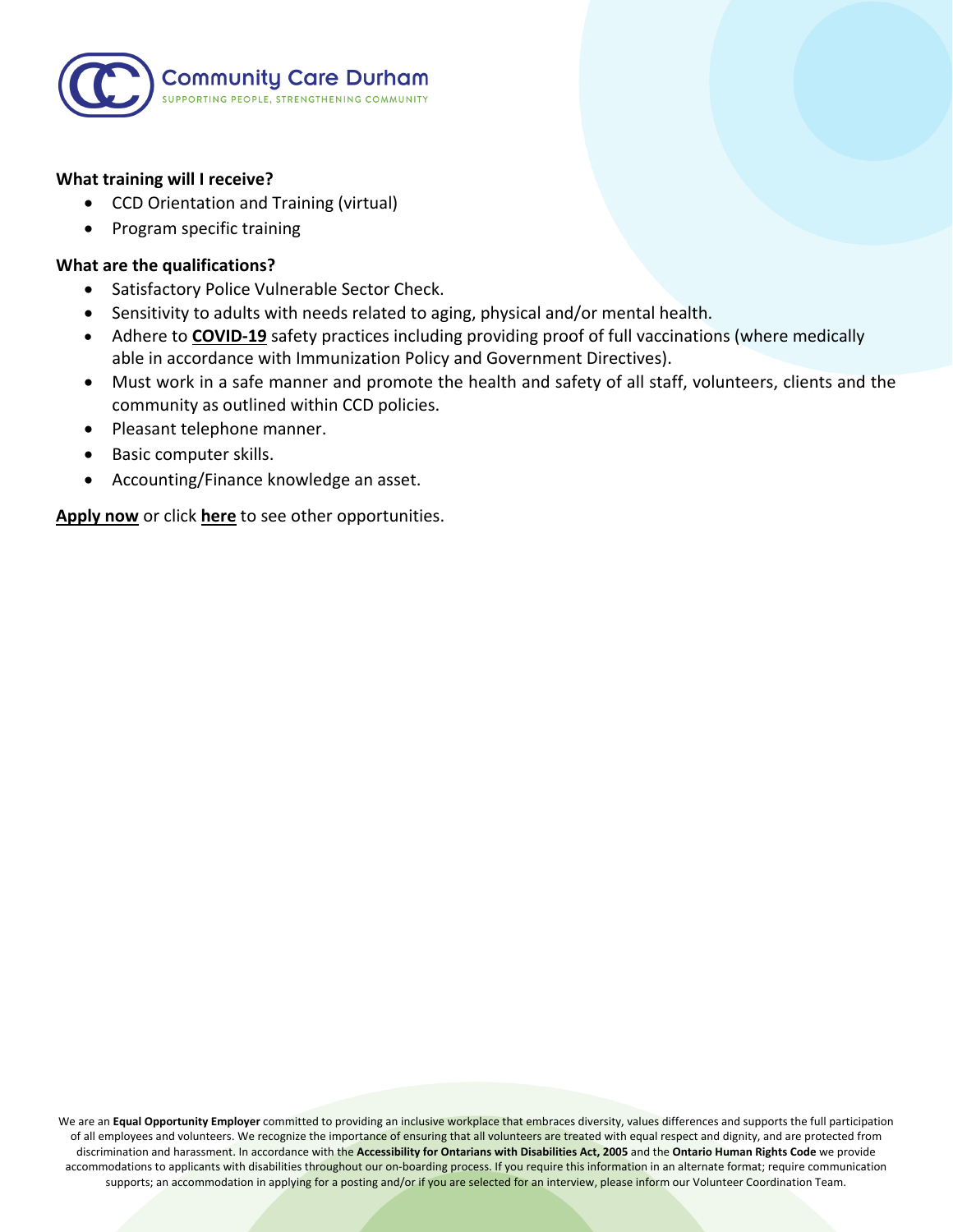**What training will I receive?**

- CCD Orientation and Training (virtual)
- Program specific training

**What are the qualifications?**

- Satisfactory Police Vulnerable Sector Check.
- Sensitivity to adults with needs related to aging, physical and/or mental health.
- Adhere to **COVID-19** safety practices including providing proof of full vaccinations (where medically able in accordance with Immunization Policy and Government Directives).
- Must work in a safe manner and promote the health and safety of all staff, volunteers, clients and the community as outlined within CCD policies.
- Pleasant telephone manner.
- Basic computer skills.
- Accounting/Finance knowledge an asset.

**Apply now** or click **here** to see other opportunities.

We are an **Equal Opportunity Employer** committed to providing an inclusive workplace that embraces diversity, values differences and supports the full participation of all employees and volunteers. We recognize the importance of ensuring that all volunteers are treated with equal respect and dignity, and are protected from discrimination and harassment. In accordance with the **Accessibility for Ontarians with Disabilities Act, 2005** and the **Ontario Human Rights Code** we provide accommodations to applicants with disabilities throughout our on-boarding process. If you require this information in an alternate format; require communication supports; an accommodation in applying for a posting and/or if you are selected for an interview, please inform our Volunteer Coordination Team.